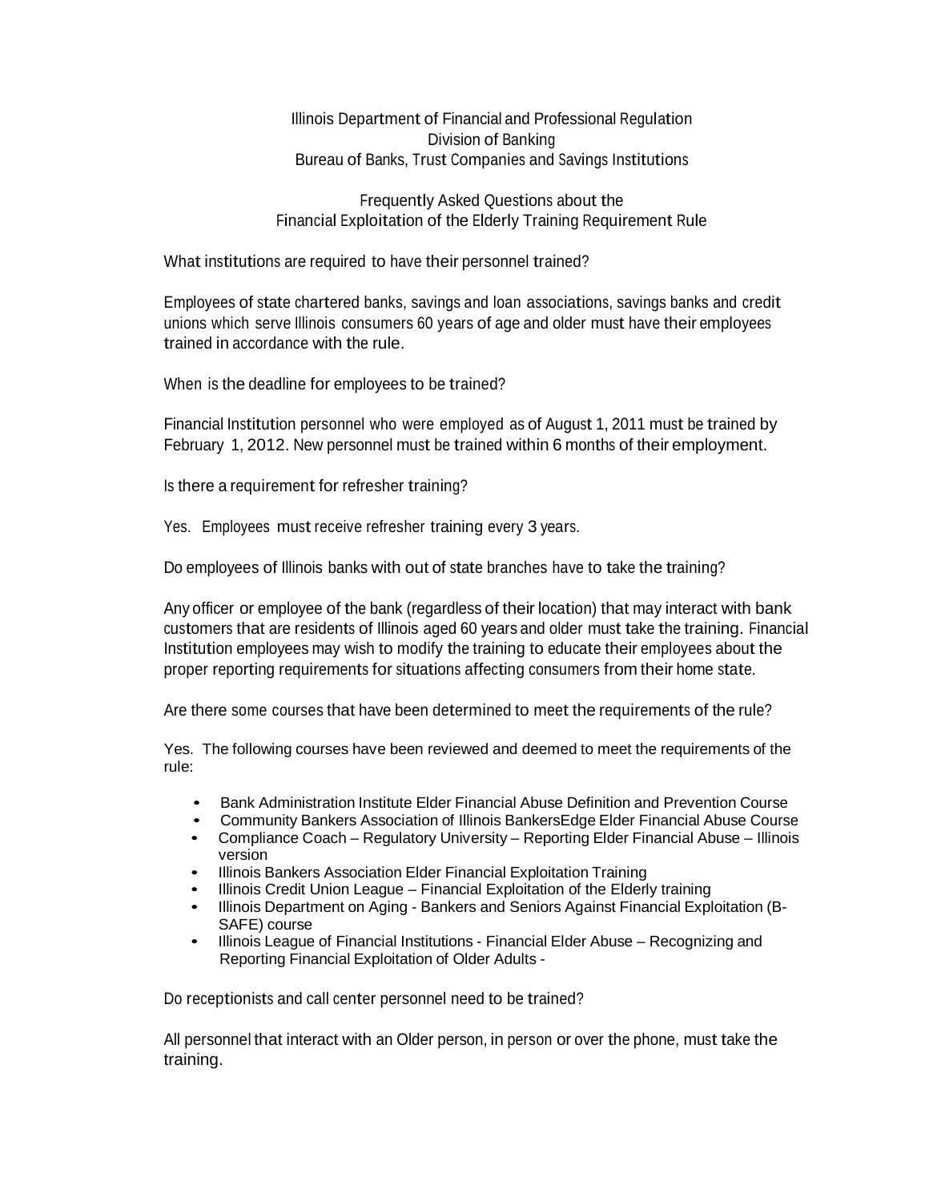Illinois Department of Financial and Professional Regulation
Division of Banking
Bureau of Banks, Trust Companies and Savings Institutions

## Frequently Asked Questions about the Financial Exploitation of the Elderly Training Requirement Rule

**What institutions are required to have their personnel trained?**

Employees of state chartered banks, savings and loan associations, savings banks and credit unions which serve Illinois consumers 60 years of age and older must have their employees trained in accordance with the rule.

**When is the deadline for employees to be trained?**

Financial Institution personnel who were employed as of August 1, 2011 must be trained by February 1, 2012. New personnel must be trained within 6 months of their employment.

**Is there a requirement for refresher training?**

Yes. Employees must receive refresher training every 3 years.

**Do employees of Illinois banks with out of state branches have to take the training?**

Any officer or employee of the bank (regardless of their location) that may interact with bank customers that are residents of Illinois aged 60 years and older must take the training. Financial Institution employees may wish to modify the training to educate their employees about the proper reporting requirements for situations affecting consumers from their home state.

**Are there some courses that have been determined to meet the requirements of the rule?**

Yes. The following courses have been reviewed and deemed to meet the requirements of the rule:

- Bank Administration Institute Elder Financial Abuse Definition and Prevention Course
- Community Bankers Association of Illinois BankersEdge Elder Financial Abuse Course
- Compliance Coach – Regulatory University – Reporting Elder Financial Abuse – Illinois version
- Illinois Bankers Association Elder Financial Exploitation Training
- Illinois Credit Union League – Financial Exploitation of the Elderly training
- Illinois Department on Aging - Bankers and Seniors Against Financial Exploitation (B-SAFE) course
- Illinois League of Financial Institutions - Financial Elder Abuse – Recognizing and Reporting Financial Exploitation of Older Adults -

**Do receptionists and call center personnel need to be trained?**

All personnel that interact with an Older person, in person or over the phone, must take the training.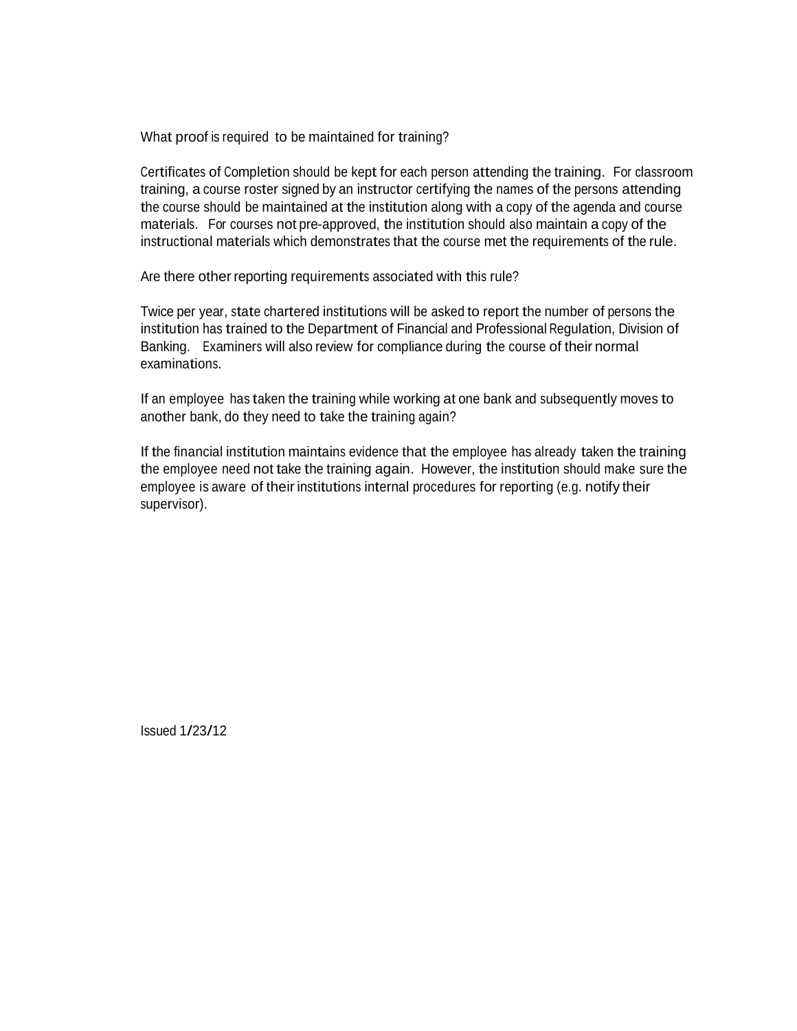What proof is required to be maintained for training?

Certificates of Completion should be kept for each person attending the training. For classroom training, a course roster signed by an instructor certifying the names of the persons attending the course should be maintained at the institution along with a copy of the agenda and course materials. For courses not pre-approved, the institution should also maintain a copy of the instructional materials which demonstrates that the course met the requirements of the rule.

Are there other reporting requirements associated with this rule?

Twice per year, state chartered institutions will be asked to report the number of persons the institution has trained to the Department of Financial and Professional Regulation, Division of Banking. Examiners will also review for compliance during the course of their normal examinations.

If an employee has taken the training while working at one bank and subsequently moves to another bank, do they need to take the training again?

If the financial institution maintains evidence that the employee has already taken the training the employee need not take the training again. However, the institution should make sure the employee is aware of their institutions internal procedures for reporting (e.g. notify their supervisor).

Issued 1/23/12